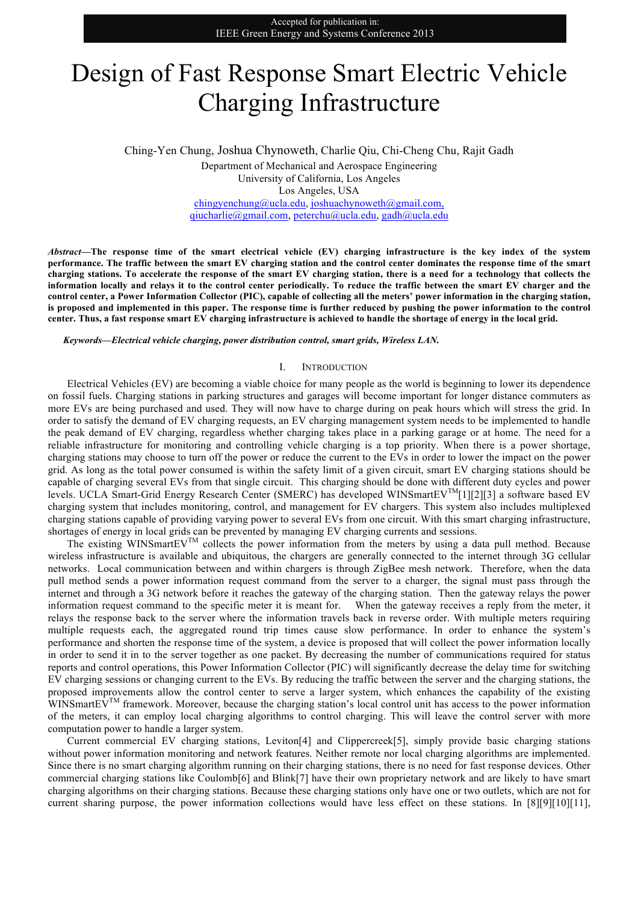Accepted for publication in:
IEEE Green Energy and Systems Conference 2013

# Design of Fast Response Smart Electric Vehicle Charging Infrastructure

Ching-Yen Chung, Joshua Chynoweth, Charlie Qiu, Chi-Cheng Chu, Rajit Gadh

Department of Mechanical and Aerospace Engineering
University of California, Los Angeles
Los Angeles, USA
chingyenchung@ucla.edu, joshuachynoweth@gmail.com,
qiucharlie@gmail.com, peterchu@ucla.edu, gadh@ucla.edu

***Abstract*—The response time of the smart electrical vehicle (EV) charging infrastructure is the key index of the system performance. The traffic between the smart EV charging station and the control center dominates the response time of the smart charging stations. To accelerate the response of the smart EV charging station, there is a need for a technology that collects the information locally and relays it to the control center periodically. To reduce the traffic between the smart EV charger and the control center, a Power Information Collector (PIC), capable of collecting all the meters' power information in the charging station, is proposed and implemented in this paper. The response time is further reduced by pushing the power information to the control center. Thus, a fast response smart EV charging infrastructure is achieved to handle the shortage of energy in the local grid.**

***Keywords—Electrical vehicle charging, power distribution control, smart grids, Wireless LAN.***

## I. Introduction

Electrical Vehicles (EV) are becoming a viable choice for many people as the world is beginning to lower its dependence on fossil fuels. Charging stations in parking structures and garages will become important for longer distance commuters as more EVs are being purchased and used. They will now have to charge during on peak hours which will stress the grid. In order to satisfy the demand of EV charging requests, an EV charging management system needs to be implemented to handle the peak demand of EV charging, regardless whether charging takes place in a parking garage or at home. The need for a reliable infrastructure for monitoring and controlling vehicle charging is a top priority. When there is a power shortage, charging stations may choose to turn off the power or reduce the current to the EVs in order to lower the impact on the power grid. As long as the total power consumed is within the safety limit of a given circuit, smart EV charging stations should be capable of charging several EVs from that single circuit. This charging should be done with different duty cycles and power levels. UCLA Smart-Grid Energy Research Center (SMERC) has developed WINSmartEV™[1][2][3] a software based EV charging system that includes monitoring, control, and management for EV chargers. This system also includes multiplexed charging stations capable of providing varying power to several EVs from one circuit. With this smart charging infrastructure, shortages of energy in local grids can be prevented by managing EV charging currents and sessions.

The existing WINSmartEV™ collects the power information from the meters by using a data pull method. Because wireless infrastructure is available and ubiquitous, the chargers are generally connected to the internet through 3G cellular networks. Local communication between and within chargers is through ZigBee mesh network. Therefore, when the data pull method sends a power information request command from the server to a charger, the signal must pass through the internet and through a 3G network before it reaches the gateway of the charging station. Then the gateway relays the power information request command to the specific meter it is meant for. When the gateway receives a reply from the meter, it relays the response back to the server where the information travels back in reverse order. With multiple meters requiring multiple requests each, the aggregated round trip times cause slow performance. In order to enhance the system's performance and shorten the response time of the system, a device is proposed that will collect the power information locally in order to send it in to the server together as one packet. By decreasing the number of communications required for status reports and control operations, this Power Information Collector (PIC) will significantly decrease the delay time for switching EV charging sessions or changing current to the EVs. By reducing the traffic between the server and the charging stations, the proposed improvements allow the control center to serve a larger system, which enhances the capability of the existing WINSmartEV™ framework. Moreover, because the charging station's local control unit has access to the power information of the meters, it can employ local charging algorithms to control charging. This will leave the control server with more computation power to handle a larger system.

Current commercial EV charging stations, Leviton[4] and Clippercreek[5], simply provide basic charging stations without power information monitoring and network features. Neither remote nor local charging algorithms are implemented. Since there is no smart charging algorithm running on their charging stations, there is no need for fast response devices. Other commercial charging stations like Coulomb[6] and Blink[7] have their own proprietary network and are likely to have smart charging algorithms on their charging stations. Because these charging stations only have one or two outlets, which are not for current sharing purpose, the power information collections would have less effect on these stations. In [8][9][10][11],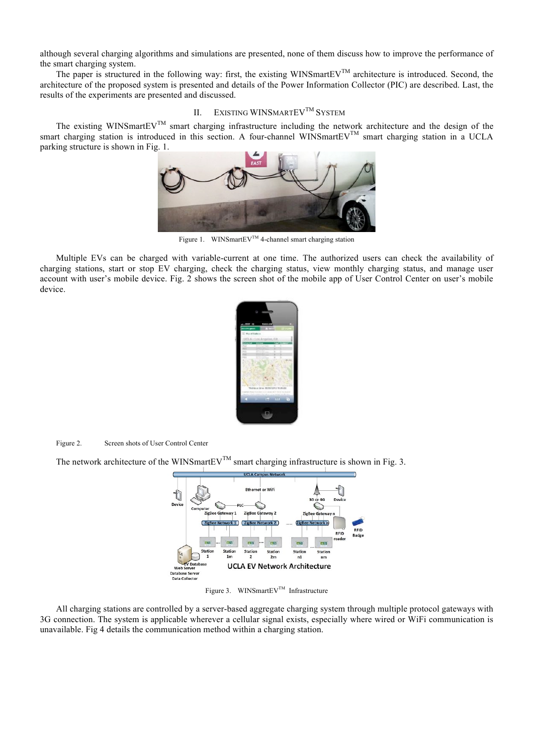although several charging algorithms and simulations are presented, none of them discuss how to improve the performance of the smart charging system.

The paper is structured in the following way: first, the existing WINSmartEV™ architecture is introduced. Second, the architecture of the proposed system is presented and details of the Power Information Collector (PIC) are described. Last, the results of the experiments are presented and discussed.

## II. Existing WINSmartEV™ System

The existing WINSmartEV™ smart charging infrastructure including the network architecture and the design of the smart charging station is introduced in this section. A four-channel WINSmartEV™ smart charging station in a UCLA parking structure is shown in Fig. 1.

Figure 1. WINSmartEV™ 4-channel smart charging station

Multiple EVs can be charged with variable-current at one time. The authorized users can check the availability of charging stations, start or stop EV charging, check the charging status, view monthly charging status, and manage user account with user's mobile device. Fig. 2 shows the screen shot of the mobile app of User Control Center on user's mobile device.

Figure 2. Screen shots of User Control Center

The network architecture of the WINSmartEV™ smart charging infrastructure is shown in Fig. 3.

Figure 3. WINSmartEV™ Infrastructure

All charging stations are controlled by a server-based aggregate charging system through multiple protocol gateways with 3G connection. The system is applicable wherever a cellular signal exists, especially where wired or WiFi communication is unavailable. Fig 4 details the communication method within a charging station.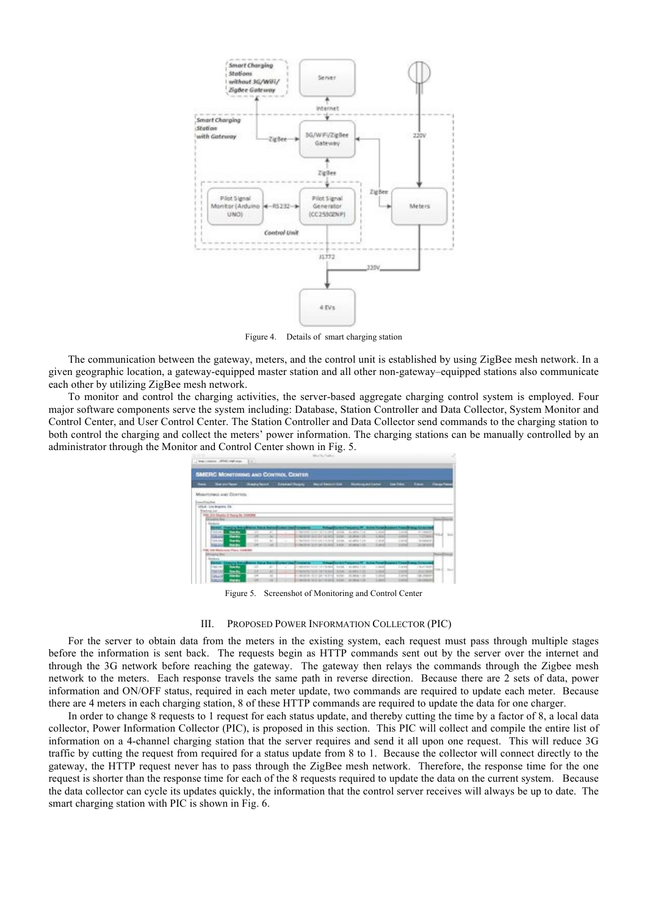Figure 4. Details of smart charging station

The communication between the gateway, meters, and the control unit is established by using ZigBee mesh network. In a given geographic location, a gateway-equipped master station and all other non-gateway–equipped stations also communicate each other by utilizing ZigBee mesh network.

To monitor and control the charging activities, the server-based aggregate charging control system is employed. Four major software components serve the system including: Database, Station Controller and Data Collector, System Monitor and Control Center, and User Control Center. The Station Controller and Data Collector send commands to the charging station to both control the charging and collect the meters' power information. The charging stations can be manually controlled by an administrator through the Monitor and Control Center shown in Fig. 5.

Figure 5. Screenshot of Monitoring and Control Center

## III. Proposed Power Information Collector (PIC)

For the server to obtain data from the meters in the existing system, each request must pass through multiple stages before the information is sent back. The requests begin as HTTP commands sent out by the server over the internet and through the 3G network before reaching the gateway. The gateway then relays the commands through the Zigbee mesh network to the meters. Each response travels the same path in reverse direction. Because there are 2 sets of data, power information and ON/OFF status, required in each meter update, two commands are required to update each meter. Because there are 4 meters in each charging station, 8 of these HTTP commands are required to update the data for one charger.

In order to change 8 requests to 1 request for each status update, and thereby cutting the time by a factor of 8, a local data collector, Power Information Collector (PIC), is proposed in this section. This PIC will collect and compile the entire list of information on a 4-channel charging station that the server requires and send it all upon one request. This will reduce 3G traffic by cutting the request from required for a status update from 8 to 1. Because the collector will connect directly to the gateway, the HTTP request never has to pass through the ZigBee mesh network. Therefore, the response time for the one request is shorter than the response time for each of the 8 requests required to update the data on the current system. Because the data collector can cycle its updates quickly, the information that the control server receives will always be up to date. The smart charging station with PIC is shown in Fig. 6.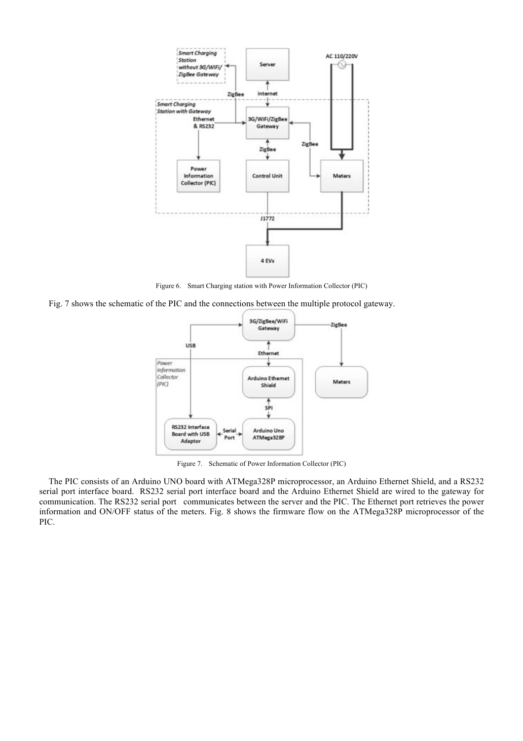Figure 6. Smart Charging station with Power Information Collector (PIC)

Fig. 7 shows the schematic of the PIC and the connections between the multiple protocol gateway.

Figure 7. Schematic of Power Information Collector (PIC)

The PIC consists of an Arduino UNO board with ATMega328P microprocessor, an Arduino Ethernet Shield, and a RS232 serial port interface board. RS232 serial port interface board and the Arduino Ethernet Shield are wired to the gateway for communication. The RS232 serial port communicates between the server and the PIC. The Ethernet port retrieves the power information and ON/OFF status of the meters. Fig. 8 shows the firmware flow on the ATMega328P microprocessor of the PIC.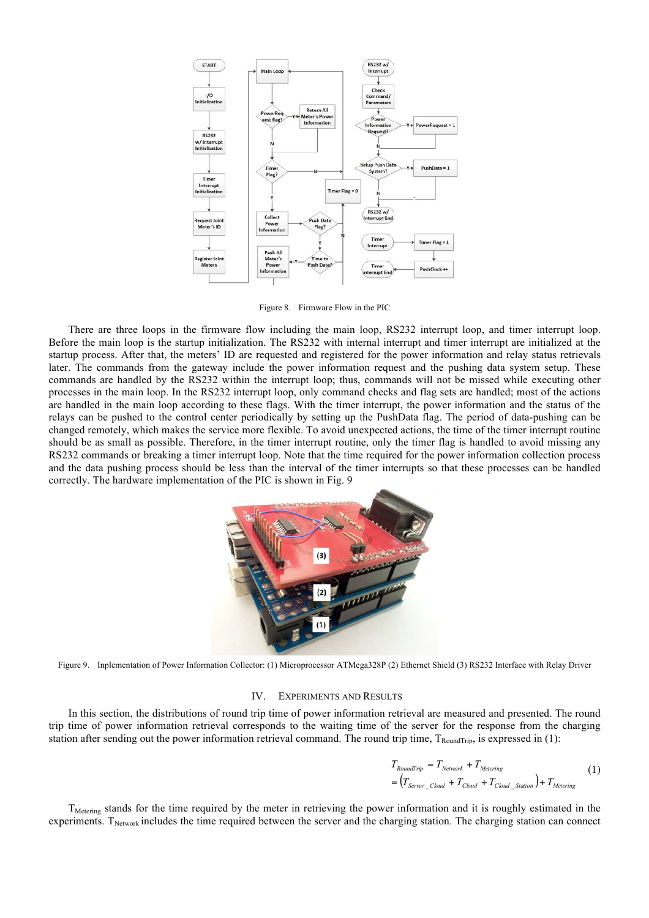Figure 8. Firmware Flow in the PIC

There are three loops in the firmware flow including the main loop, RS232 interrupt loop, and timer interrupt loop. Before the main loop is the startup initialization. The RS232 with internal interrupt and timer interrupt are initialized at the startup process. After that, the meters' ID are requested and registered for the power information and relay status retrievals later. The commands from the gateway include the power information request and the pushing data system setup. These commands are handled by the RS232 within the interrupt loop; thus, commands will not be missed while executing other processes in the main loop. In the RS232 interrupt loop, only command checks and flag sets are handled; most of the actions are handled in the main loop according to these flags. With the timer interrupt, the power information and the status of the relays can be pushed to the control center periodically by setting up the PushData flag. The period of data-pushing can be changed remotely, which makes the service more flexible. To avoid unexpected actions, the time of the timer interrupt routine should be as small as possible. Therefore, in the timer interrupt routine, only the timer flag is handled to avoid missing any RS232 commands or breaking a timer interrupt loop. Note that the time required for the power information collection process and the data pushing process should be less than the interval of the timer interrupts so that these processes can be handled correctly. The hardware implementation of the PIC is shown in Fig. 9

Figure 9. Inplementation of Power Information Collector: (1) Microprocessor ATMega328P (2) Ethernet Shield (3) RS232 Interface with Relay Driver

## IV. Experiments and Results

In this section, the distributions of round trip time of power information retrieval are measured and presented. The round trip time of power information retrieval corresponds to the waiting time of the server for the response from the charging station after sending out the power information retrieval command. The round trip time, $T_{RoundTrip}$, is expressed in (1):

$$
\begin{aligned}
T_{RoundTrip} &= T_{Network} + T_{Metering} \\
&= \left(T_{Server\_Cloud} + T_{Cloud} + T_{Cloud\_Station}\right) + T_{Metering}
\end{aligned}
\tag{1}
$$

$T_{Metering}$ stands for the time required by the meter in retrieving the power information and it is roughly estimated in the experiments. $T_{Network}$ includes the time required between the server and the charging station. The charging station can connect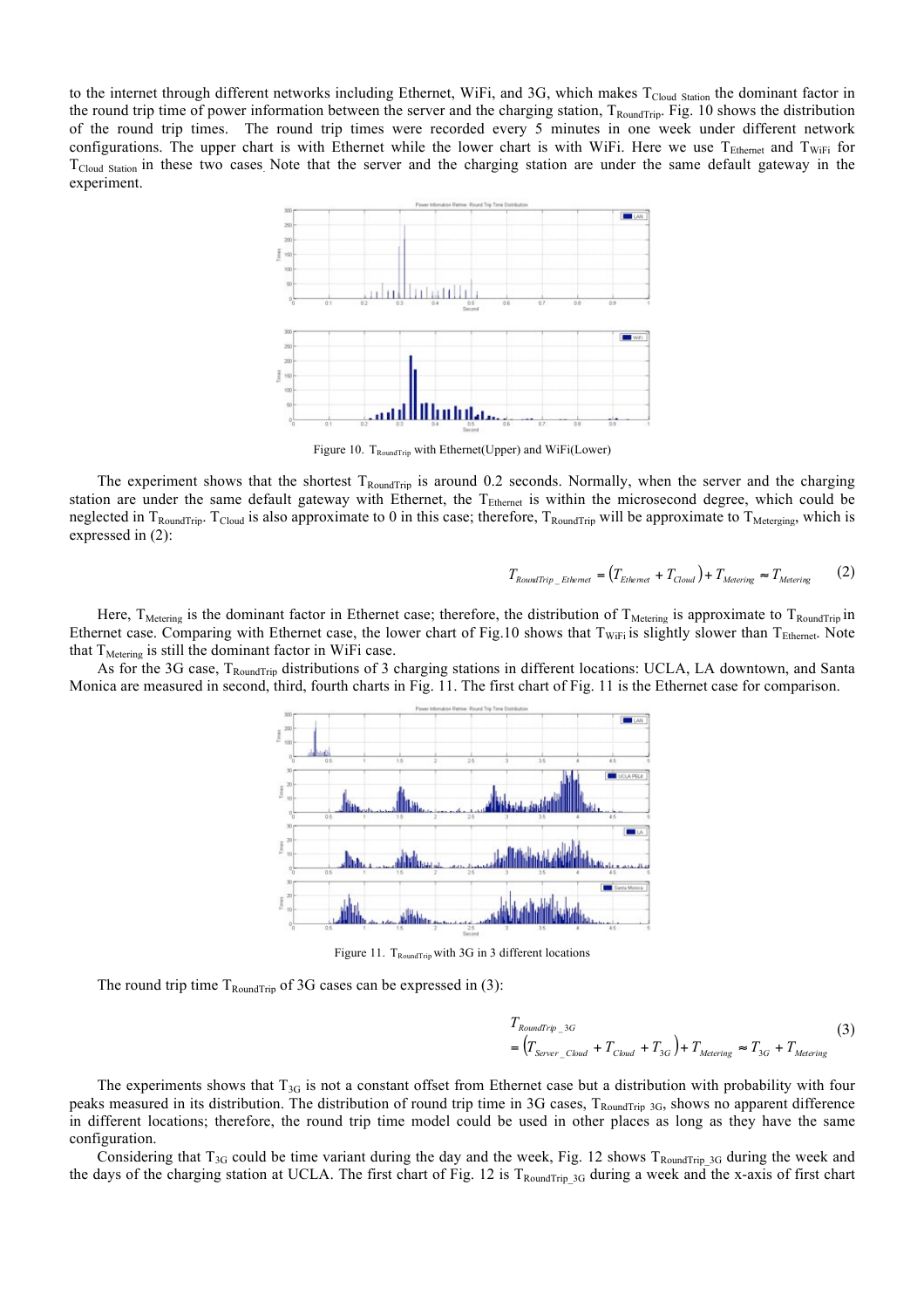to the internet through different networks including Ethernet, WiFi, and 3G, which makes $T_{Cloud\_Station}$ the dominant factor in the round trip time of power information between the server and the charging station, $T_{RoundTrip}$. Fig. 10 shows the distribution of the round trip times. The round trip times were recorded every 5 minutes in one week under different network configurations. The upper chart is with Ethernet while the lower chart is with WiFi. Here we use $T_{Ethernet}$ and $T_{WiFi}$ for $T_{Cloud\_Station}$ in these two cases. Note that the server and the charging station are under the same default gateway in the experiment.

Figure 10. $T_{RoundTrip}$ with Ethernet(Upper) and WiFi(Lower)

The experiment shows that the shortest $T_{RoundTrip}$ is around 0.2 seconds. Normally, when the server and the charging station are under the same default gateway with Ethernet, the $T_{Ethernet}$ is within the microsecond degree, which could be neglected in $T_{RoundTrip}$. $T_{Cloud}$ is also approximate to 0 in this case; therefore, $T_{RoundTrip}$ will be approximate to $T_{Meterging}$, which is expressed in (2):

$$T_{RoundTrip\_Ethernet} = \left(T_{Ethernet} + T_{Cloud}\right) + T_{Metering} \approx T_{Metering} \tag{2}$$

Here, $T_{Metering}$ is the dominant factor in Ethernet case; therefore, the distribution of $T_{Metering}$ is approximate to $T_{RoundTrip}$ in Ethernet case. Comparing with Ethernet case, the lower chart of Fig.10 shows that $T_{WiFi}$ is slightly slower than $T_{Ethernet}$. Note that $T_{Metering}$ is still the dominant factor in WiFi case.

As for the 3G case, $T_{RoundTrip}$ distributions of 3 charging stations in different locations: UCLA, LA downtown, and Santa Monica are measured in second, third, fourth charts in Fig. 11. The first chart of Fig. 11 is the Ethernet case for comparison.

Figure 11. $T_{RoundTrip}$ with 3G in 3 different locations

The round trip time $T_{RoundTrip}$ of 3G cases can be expressed in (3):

$$\begin{aligned} &T_{RoundTrip\_3G} \\ &= \left(T_{Server\_Cloud} + T_{Cloud} + T_{3G}\right) + T_{Metering} \approx T_{3G} + T_{Metering} \end{aligned} \tag{3}$$

The experiments shows that $T_{3G}$ is not a constant offset from Ethernet case but a distribution with probability with four peaks measured in its distribution. The distribution of round trip time in 3G cases, $T_{RoundTrip\ 3G}$, shows no apparent difference in different locations; therefore, the round trip time model could be used in other places as long as they have the same configuration.

Considering that $T_{3G}$ could be time variant during the day and the week, Fig. 12 shows $T_{RoundTrip\_3G}$ during the week and the days of the charging station at UCLA. The first chart of Fig. 12 is $T_{RoundTrip\_3G}$ during a week and the x-axis of first chart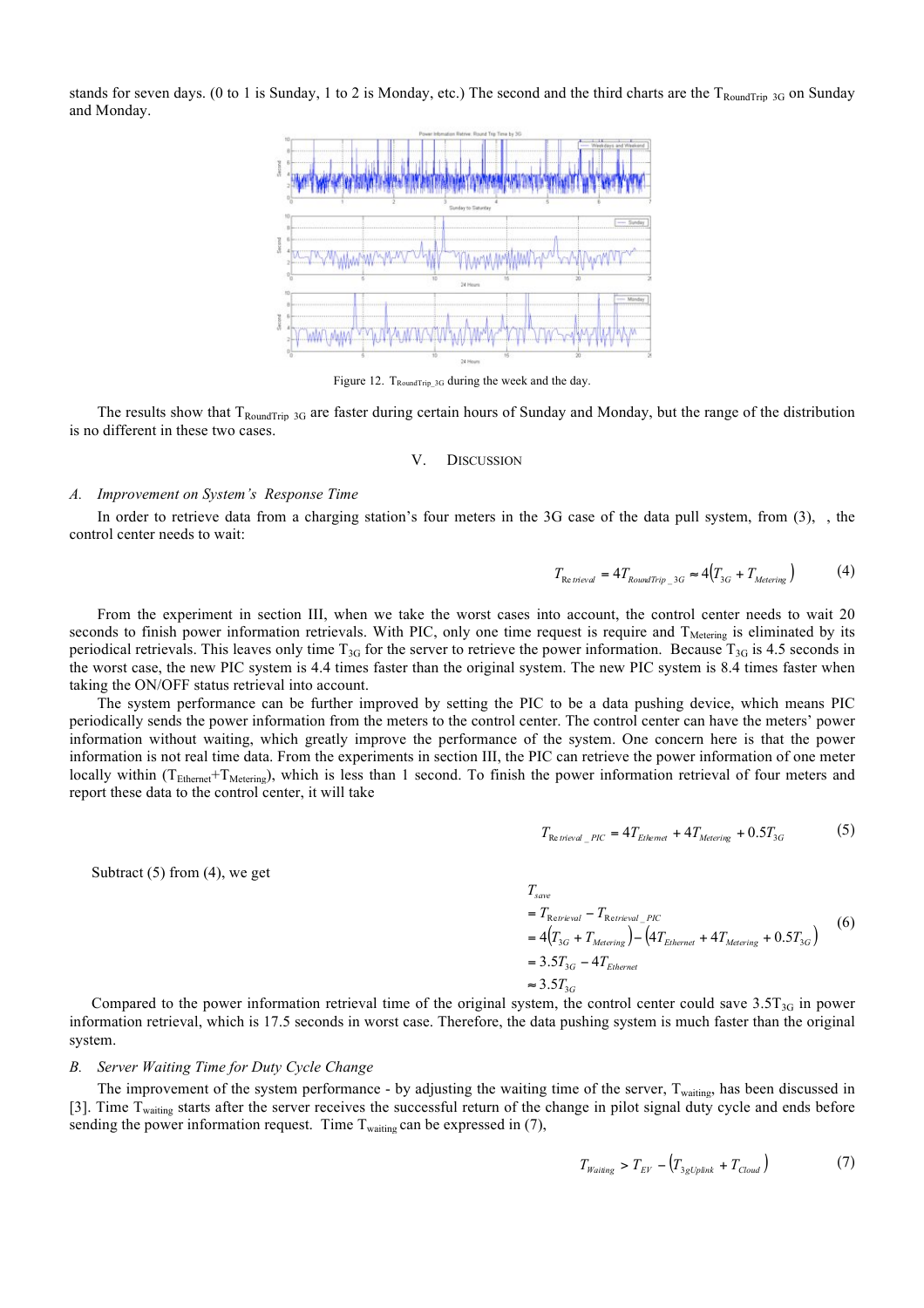stands for seven days. (0 to 1 is Sunday, 1 to 2 is Monday, etc.) The second and the third charts are the $T_{RoundTrip\_3G}$ on Sunday and Monday.

Figure 12. $T_{RoundTrip\_3G}$ during the week and the day.

The results show that $T_{RoundTrip\_3G}$ are faster during certain hours of Sunday and Monday, but the range of the distribution is no different in these two cases.

## V. DISCUSSION

### A. *Improvement on System's Response Time*

In order to retrieve data from a charging station's four meters in the 3G case of the data pull system, from (3), , the control center needs to wait:

$$T_{Retrieval} = 4T_{RoundTrip\_3G} \approx 4\left(T_{3G} + T_{Metering}\right) \tag{4}$$

From the experiment in section III, when we take the worst cases into account, the control center needs to wait 20 seconds to finish power information retrievals. With PIC, only one time request is require and $T_{Metering}$ is eliminated by its periodical retrievals. This leaves only time $T_{3G}$ for the server to retrieve the power information. Because $T_{3G}$ is 4.5 seconds in the worst case, the new PIC system is 4.4 times faster than the original system. The new PIC system is 8.4 times faster when taking the ON/OFF status retrieval into account.

The system performance can be further improved by setting the PIC to be a data pushing device, which means PIC periodically sends the power information from the meters to the control center. The control center can have the meters' power information without waiting, which greatly improve the performance of the system. One concern here is that the power information is not real time data. From the experiments in section III, the PIC can retrieve the power information of one meter locally within ($T_{Ethernet}$+$T_{Metering}$), which is less than 1 second. To finish the power information retrieval of four meters and report these data to the control center, it will take

$$T_{Retrieval\_PIC} = 4T_{Ethernet} + 4T_{Metering} + 0.5T_{3G} \tag{5}$$

Subtract (5) from (4), we get

$$\begin{aligned} & T_{save} \\ & = T_{Retrieval} - T_{Retrieval\_PIC} \\ & = 4\left(T_{3G} + T_{Metering}\right) - \left(4T_{Ethernet} + 4T_{Metering} + 0.5T_{3G}\right) \\ & = 3.5T_{3G} - 4T_{Ethernet} \\ & \approx 3.5T_{3G} \end{aligned} \tag{6}$$

Compared to the power information retrieval time of the original system, the control center could save $3.5T_{3G}$ in power information retrieval, which is 17.5 seconds in worst case. Therefore, the data pushing system is much faster than the original system.

### B. *Server Waiting Time for Duty Cycle Change*

The improvement of the system performance - by adjusting the waiting time of the server, $T_{waiting}$, has been discussed in [3]. Time $T_{waiting}$ starts after the server receives the successful return of the change in pilot signal duty cycle and ends before sending the power information request. Time $T_{waiting}$ can be expressed in (7),

$$T_{Waiting} > T_{EV} - \left(T_{3gUplink} + T_{Cloud}\right) \tag{7}$$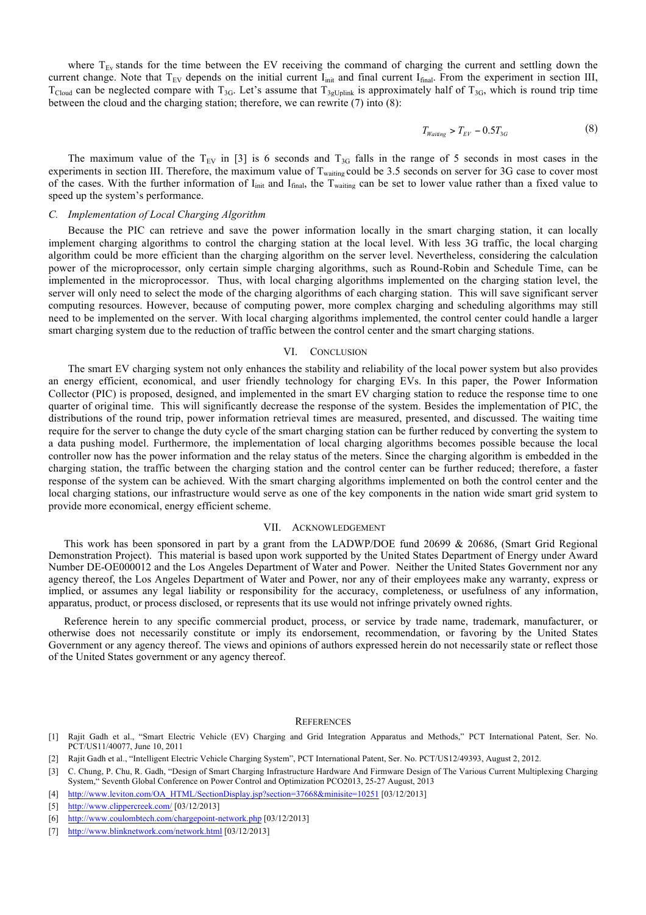where $T_{EV}$ stands for the time between the EV receiving the command of charging the current and settling down the current change. Note that $T_{EV}$ depends on the initial current $I_{init}$ and final current $I_{final}$. From the experiment in section III, $T_{Cloud}$ can be neglected compare with $T_{3G}$. Let's assume that $T_{3gUplink}$ is approximately half of $T_{3G}$, which is round trip time between the cloud and the charging station; therefore, we can rewrite (7) into (8):

$$T_{Waiting} > T_{EV} - 0.5T_{3G} \tag{8}$$

The maximum value of the $T_{EV}$ in [3] is 6 seconds and $T_{3G}$ falls in the range of 5 seconds in most cases in the experiments in section III. Therefore, the maximum value of $T_{waiting}$ could be 3.5 seconds on server for 3G case to cover most of the cases. With the further information of $I_{init}$ and $I_{final}$, the $T_{waiting}$ can be set to lower value rather than a fixed value to speed up the system's performance.

### *C. Implementation of Local Charging Algorithm*

Because the PIC can retrieve and save the power information locally in the smart charging station, it can locally implement charging algorithms to control the charging station at the local level. With less 3G traffic, the local charging algorithm could be more efficient than the charging algorithm at the server level. Nevertheless, considering the calculation power of the microprocessor, only certain simple charging algorithms, such as Round-Robin and Schedule Time, can be implemented in the microprocessor. Thus, with local charging algorithms implemented on the charging station level, the server will only need to select the mode of the charging algorithms of each charging station. This will save significant server computing resources. However, because of computing power, more complex charging and scheduling algorithms may still need to be implemented on the server. With local charging algorithms implemented, the control center could handle a larger smart charging system due to the reduction of traffic between the control center and the smart charging stations.

## VI. Conclusion

The smart EV charging system not only enhances the stability and reliability of the local power system but also provides an energy efficient, economical, and user friendly technology for charging EVs. In this paper, the Power Information Collector (PIC) is proposed, designed, and implemented in the smart EV charging station to reduce the response time to one quarter of original time. This will significantly decrease the response of the system. Besides the implementation of PIC, the distributions of the round trip, power information retrieval times are measured, presented, and discussed. The waiting time require for the server to change the duty cycle of the smart charging station can be further reduced by converting the system to a data pushing model. Furthermore, the implementation of local charging algorithms becomes possible because the local controller now has the power information and the relay status of the meters. Since the charging algorithm is embedded in the charging station, the traffic between the charging station and the control center can be further reduced; therefore, a faster response of the system can be achieved. With the smart charging algorithms implemented on both the control center and the local charging stations, our infrastructure would serve as one of the key components in the nation wide smart grid system to provide more economical, energy efficient scheme.

## VII. Acknowledgement

This work has been sponsored in part by a grant from the LADWP/DOE fund 20699 & 20686, (Smart Grid Regional Demonstration Project). This material is based upon work supported by the United States Department of Energy under Award Number DE-OE000012 and the Los Angeles Department of Water and Power. Neither the United States Government nor any agency thereof, the Los Angeles Department of Water and Power, nor any of their employees make any warranty, express or implied, or assumes any legal liability or responsibility for the accuracy, completeness, or usefulness of any information, apparatus, product, or process disclosed, or represents that its use would not infringe privately owned rights.

Reference herein to any specific commercial product, process, or service by trade name, trademark, manufacturer, or otherwise does not necessarily constitute or imply its endorsement, recommendation, or favoring by the United States Government or any agency thereof. The views and opinions of authors expressed herein do not necessarily state or reflect those of the United States government or any agency thereof.

## References

[1] Rajit Gadh et al., "Smart Electric Vehicle (EV) Charging and Grid Integration Apparatus and Methods," PCT International Patent, Ser. No. PCT/US11/40077, June 10, 2011

[2] Rajit Gadh et al., "Intelligent Electric Vehicle Charging System", PCT International Patent, Ser. No. PCT/US12/49393, August 2, 2012.

[3] C. Chung, P. Chu, R. Gadh, "Design of Smart Charging Infrastructure Hardware And Firmware Design of The Various Current Multiplexing Charging System," Seventh Global Conference on Power Control and Optimization PCO2013, 25-27 August, 2013

[4] http://www.leviton.com/OA_HTML/SectionDisplay.jsp?section=37668&minisite=10251 [03/12/2013]

[5] http://www.clippercreek.com/ [03/12/2013]

[6] http://www.coulombtech.com/chargepoint-network.php [03/12/2013]

[7] http://www.blinknetwork.com/network.html [03/12/2013]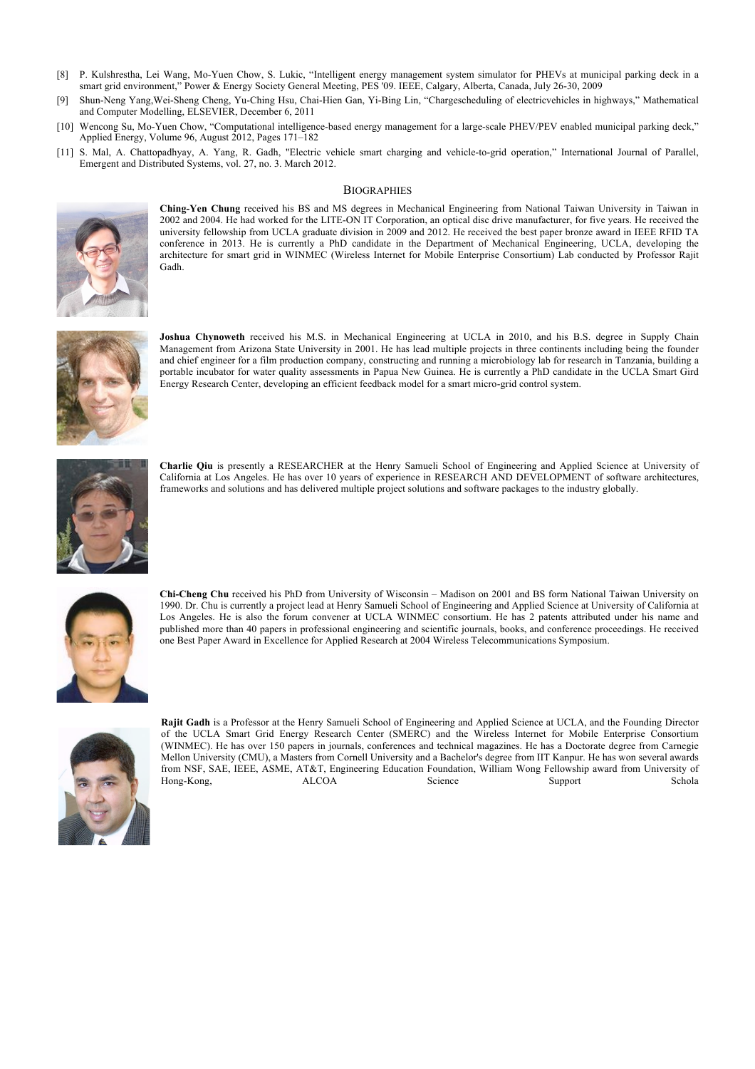[8] P. Kulshrestha, Lei Wang, Mo-Yuen Chow, S. Lukic, "Intelligent energy management system simulator for PHEVs at municipal parking deck in a smart grid environment," Power & Energy Society General Meeting, PES '09. IEEE, Calgary, Alberta, Canada, July 26-30, 2009

[9] Shun-Neng Yang,Wei-Sheng Cheng, Yu-Ching Hsu, Chai-Hien Gan, Yi-Bing Lin, "Chargescheduling of electricvehicles in highways," Mathematical and Computer Modelling, ELSEVIER, December 6, 2011

[10] Wencong Su, Mo-Yuen Chow, "Computational intelligence-based energy management for a large-scale PHEV/PEV enabled municipal parking deck," Applied Energy, Volume 96, August 2012, Pages 171–182

[11] S. Mal, A. Chattopadhyay, A. Yang, R. Gadh, "Electric vehicle smart charging and vehicle-to-grid operation," International Journal of Parallel, Emergent and Distributed Systems, vol. 27, no. 3. March 2012.

## Biographies

**Ching-Yen Chung** received his BS and MS degrees in Mechanical Engineering from National Taiwan University in Taiwan in 2002 and 2004. He had worked for the LITE-ON IT Corporation, an optical disc drive manufacturer, for five years. He received the university fellowship from UCLA graduate division in 2009 and 2012. He received the best paper bronze award in IEEE RFID TA conference in 2013. He is currently a PhD candidate in the Department of Mechanical Engineering, UCLA, developing the architecture for smart grid in WINMEC (Wireless Internet for Mobile Enterprise Consortium) Lab conducted by Professor Rajit Gadh.

**Joshua Chynoweth** received his M.S. in Mechanical Engineering at UCLA in 2010, and his B.S. degree in Supply Chain Management from Arizona State University in 2001. He has lead multiple projects in three continents including being the founder and chief engineer for a film production company, constructing and running a microbiology lab for research in Tanzania, building a portable incubator for water quality assessments in Papua New Guinea. He is currently a PhD candidate in the UCLA Smart Gird Energy Research Center, developing an efficient feedback model for a smart micro-grid control system.

**Charlie Qiu** is presently a RESEARCHER at the Henry Samueli School of Engineering and Applied Science at University of California at Los Angeles. He has over 10 years of experience in RESEARCH AND DEVELOPMENT of software architectures, frameworks and solutions and has delivered multiple project solutions and software packages to the industry globally.

**Chi-Cheng Chu** received his PhD from University of Wisconsin – Madison on 2001 and BS form National Taiwan University on 1990. Dr. Chu is currently a project lead at Henry Samueli School of Engineering and Applied Science at University of California at Los Angeles. He is also the forum convener at UCLA WINMEC consortium. He has 2 patents attributed under his name and published more than 40 papers in professional engineering and scientific journals, books, and conference proceedings. He received one Best Paper Award in Excellence for Applied Research at 2004 Wireless Telecommunications Symposium.

**Rajit Gadh** is a Professor at the Henry Samueli School of Engineering and Applied Science at UCLA, and the Founding Director of the UCLA Smart Grid Energy Research Center (SMERC) and the Wireless Internet for Mobile Enterprise Consortium (WINMEC). He has over 150 papers in journals, conferences and technical magazines. He has a Doctorate degree from Carnegie Mellon University (CMU), a Masters from Cornell University and a Bachelor's degree from IIT Kanpur. He has won several awards from NSF, SAE, IEEE, ASME, AT&T, Engineering Education Foundation, William Wong Fellowship award from University of Hong-Kong, ALCOA Science Support Schola